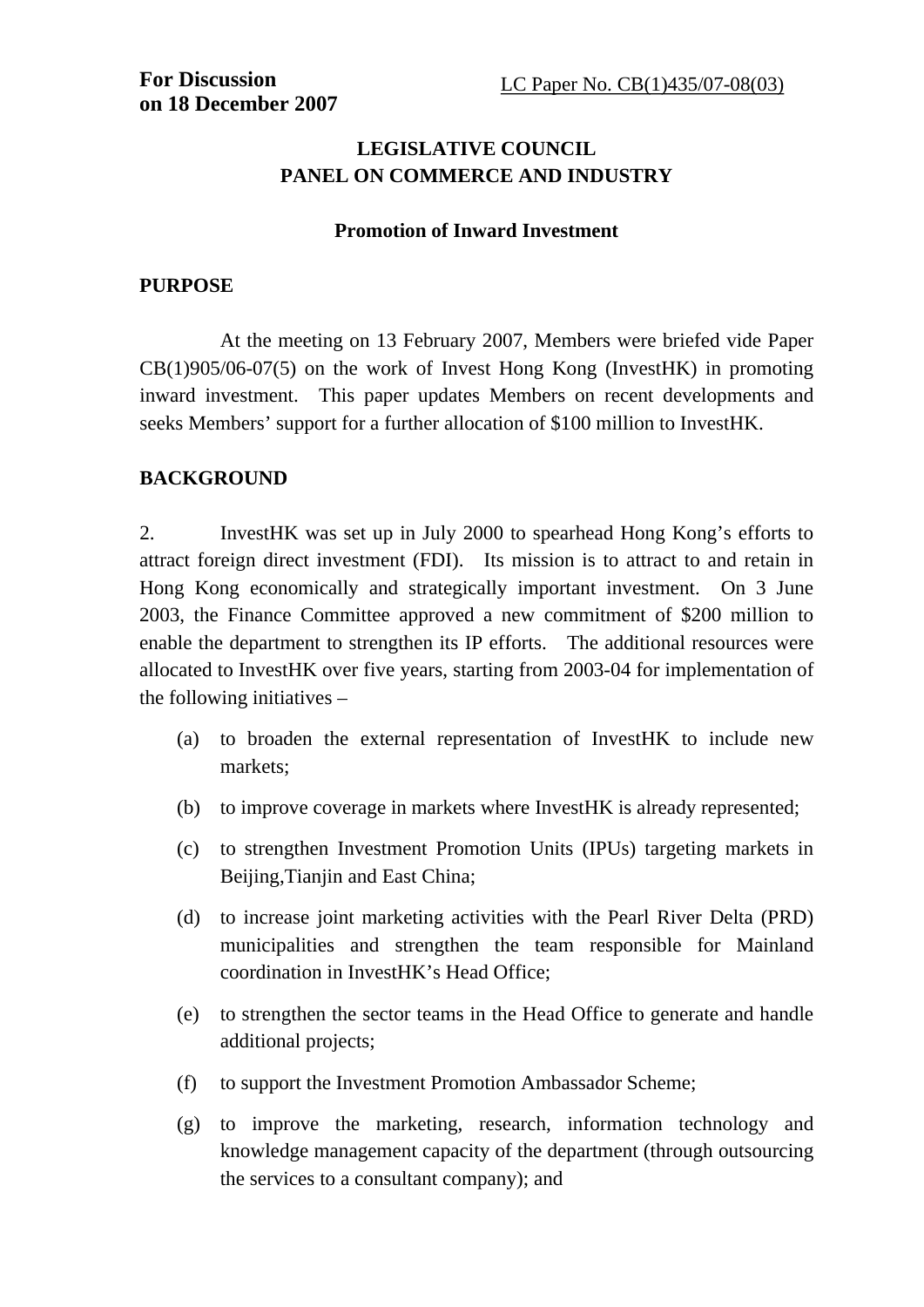**For Discussion**
**on 18 December 2007**

LC Paper No. CB(1)435/07-08(03)

**LEGISLATIVE COUNCIL**
**PANEL ON COMMERCE AND INDUSTRY**

**Promotion of Inward Investment**

**PURPOSE**

At the meeting on 13 February 2007, Members were briefed vide Paper CB(1)905/06-07(5) on the work of Invest Hong Kong (InvestHK) in promoting inward investment. This paper updates Members on recent developments and seeks Members' support for a further allocation of $100 million to InvestHK.

**BACKGROUND**

2. InvestHK was set up in July 2000 to spearhead Hong Kong's efforts to attract foreign direct investment (FDI). Its mission is to attract to and retain in Hong Kong economically and strategically important investment. On 3 June 2003, the Finance Committee approved a new commitment of $200 million to enable the department to strengthen its IP efforts. The additional resources were allocated to InvestHK over five years, starting from 2003-04 for implementation of the following initiatives –

(a) to broaden the external representation of InvestHK to include new markets;

(b) to improve coverage in markets where InvestHK is already represented;

(c) to strengthen Investment Promotion Units (IPUs) targeting markets in Beijing,Tianjin and East China;

(d) to increase joint marketing activities with the Pearl River Delta (PRD) municipalities and strengthen the team responsible for Mainland coordination in InvestHK's Head Office;

(e) to strengthen the sector teams in the Head Office to generate and handle additional projects;

(f) to support the Investment Promotion Ambassador Scheme;

(g) to improve the marketing, research, information technology and knowledge management capacity of the department (through outsourcing the services to a consultant company); and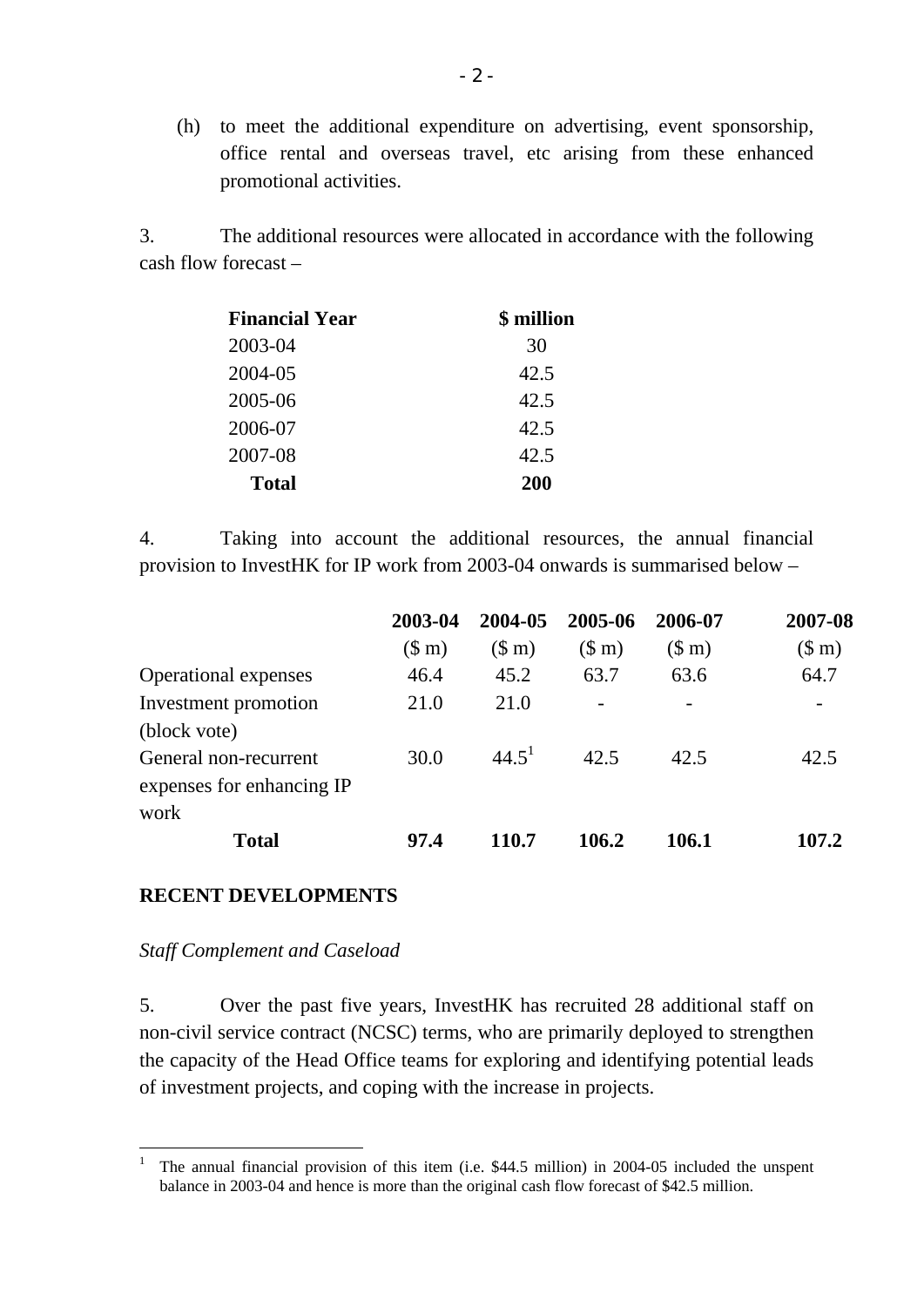(h) to meet the additional expenditure on advertising, event sponsorship, office rental and overseas travel, etc arising from these enhanced promotional activities.

3. The additional resources were allocated in accordance with the following cash flow forecast –

| Financial Year | $ million |
|---|---|
| 2003-04 | 30 |
| 2004-05 | 42.5 |
| 2005-06 | 42.5 |
| 2006-07 | 42.5 |
| 2007-08 | 42.5 |
| **Total** | **200** |

4. Taking into account the additional resources, the annual financial provision to InvestHK for IP work from 2003-04 onwards is summarised below –

| | 2003-04 ($ m) | 2004-05 ($ m) | 2005-06 ($ m) | 2006-07 ($ m) | 2007-08 ($ m) |
|---|---|---|---|---|---|
| Operational expenses | 46.4 | 45.2 | 63.7 | 63.6 | 64.7 |
| Investment promotion (block vote) | 21.0 | 21.0 | - | - | - |
| General non-recurrent expenses for enhancing IP work | 30.0 | 44.5[1] | 42.5 | 42.5 | 42.5 |
| **Total** | **97.4** | **110.7** | **106.2** | **106.1** | **107.2** |

**RECENT DEVELOPMENTS**

*Staff Complement and Caseload*

5. Over the past five years, InvestHK has recruited 28 additional staff on non-civil service contract (NCSC) terms, who are primarily deployed to strengthen the capacity of the Head Office teams for exploring and identifying potential leads of investment projects, and coping with the increase in projects.

---

[1] The annual financial provision of this item (i.e. $44.5 million) in 2004-05 included the unspent balance in 2003-04 and hence is more than the original cash flow forecast of $42.5 million.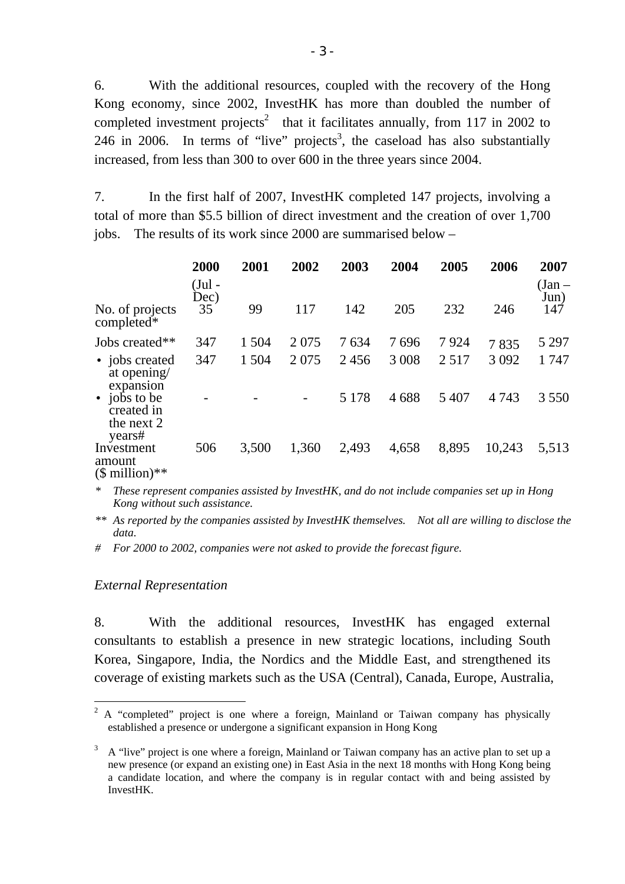6. With the additional resources, coupled with the recovery of the Hong Kong economy, since 2002, InvestHK has more than doubled the number of completed investment projects[2] that it facilitates annually, from 117 in 2002 to 246 in 2006. In terms of "live" projects[3], the caseload has also substantially increased, from less than 300 to over 600 in the three years since 2004.

7. In the first half of 2007, InvestHK completed 147 projects, involving a total of more than $5.5 billion of direct investment and the creation of over 1,700 jobs. The results of its work since 2000 are summarised below –

| | 2000 (Jul - Dec) | 2001 | 2002 | 2003 | 2004 | 2005 | 2006 | 2007 (Jan – Jun) |
|---|---|---|---|---|---|---|---|---|
| No. of projects completed* | 35 | 99 | 117 | 142 | 205 | 232 | 246 | 147 |
| Jobs created** | 347 | 1 504 | 2 075 | 7 634 | 7 696 | 7 924 | 7 835 | 5 297 |
| • jobs created at opening/ expansion | 347 | 1 504 | 2 075 | 2 456 | 3 008 | 2 517 | 3 092 | 1 747 |
| • jobs to be created in the next 2 years# | - | - | - | 5 178 | 4 688 | 5 407 | 4 743 | 3 550 |
| Investment amount ($ million)** | 506 | 3,500 | 1,360 | 2,493 | 4,658 | 8,895 | 10,243 | 5,513 |

\* *These represent companies assisted by InvestHK, and do not include companies set up in Hong Kong without such assistance.*

\*\* *As reported by the companies assisted by InvestHK themselves. Not all are willing to disclose the data.*

\# *For 2000 to 2002, companies were not asked to provide the forecast figure.*

*External Representation*

8. With the additional resources, InvestHK has engaged external consultants to establish a presence in new strategic locations, including South Korea, Singapore, India, the Nordics and the Middle East, and strengthened its coverage of existing markets such as the USA (Central), Canada, Europe, Australia,

---

[2] A "completed" project is one where a foreign, Mainland or Taiwan company has physically established a presence or undergone a significant expansion in Hong Kong

[3] A "live" project is one where a foreign, Mainland or Taiwan company has an active plan to set up a new presence (or expand an existing one) in East Asia in the next 18 months with Hong Kong being a candidate location, and where the company is in regular contact with and being assisted by InvestHK.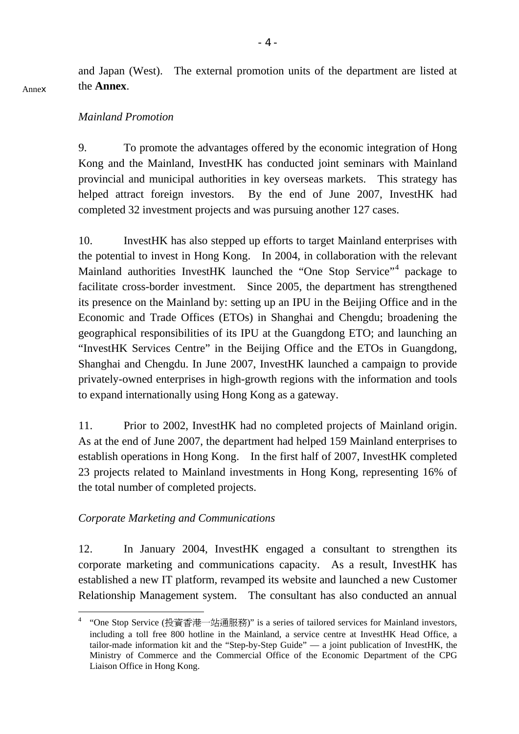and Japan (West). The external promotion units of the department are listed at the **Annex**.

Annex

*Mainland Promotion*

9. To promote the advantages offered by the economic integration of Hong Kong and the Mainland, InvestHK has conducted joint seminars with Mainland provincial and municipal authorities in key overseas markets. This strategy has helped attract foreign investors. By the end of June 2007, InvestHK had completed 32 investment projects and was pursuing another 127 cases.

10. InvestHK has also stepped up efforts to target Mainland enterprises with the potential to invest in Hong Kong. In 2004, in collaboration with the relevant Mainland authorities InvestHK launched the "One Stop Service"[4] package to facilitate cross-border investment. Since 2005, the department has strengthened its presence on the Mainland by: setting up an IPU in the Beijing Office and in the Economic and Trade Offices (ETOs) in Shanghai and Chengdu; broadening the geographical responsibilities of its IPU at the Guangdong ETO; and launching an "InvestHK Services Centre" in the Beijing Office and the ETOs in Guangdong, Shanghai and Chengdu. In June 2007, InvestHK launched a campaign to provide privately-owned enterprises in high-growth regions with the information and tools to expand internationally using Hong Kong as a gateway.

11. Prior to 2002, InvestHK had no completed projects of Mainland origin. As at the end of June 2007, the department had helped 159 Mainland enterprises to establish operations in Hong Kong. In the first half of 2007, InvestHK completed 23 projects related to Mainland investments in Hong Kong, representing 16% of the total number of completed projects.

*Corporate Marketing and Communications*

12. In January 2004, InvestHK engaged a consultant to strengthen its corporate marketing and communications capacity. As a result, InvestHK has established a new IT platform, revamped its website and launched a new Customer Relationship Management system. The consultant has also conducted an annual

---

[4] "One Stop Service (投資香港一站通服務)" is a series of tailored services for Mainland investors, including a toll free 800 hotline in the Mainland, a service centre at InvestHK Head Office, a tailor-made information kit and the "Step-by-Step Guide" — a joint publication of InvestHK, the Ministry of Commerce and the Commercial Office of the Economic Department of the CPG Liaison Office in Hong Kong.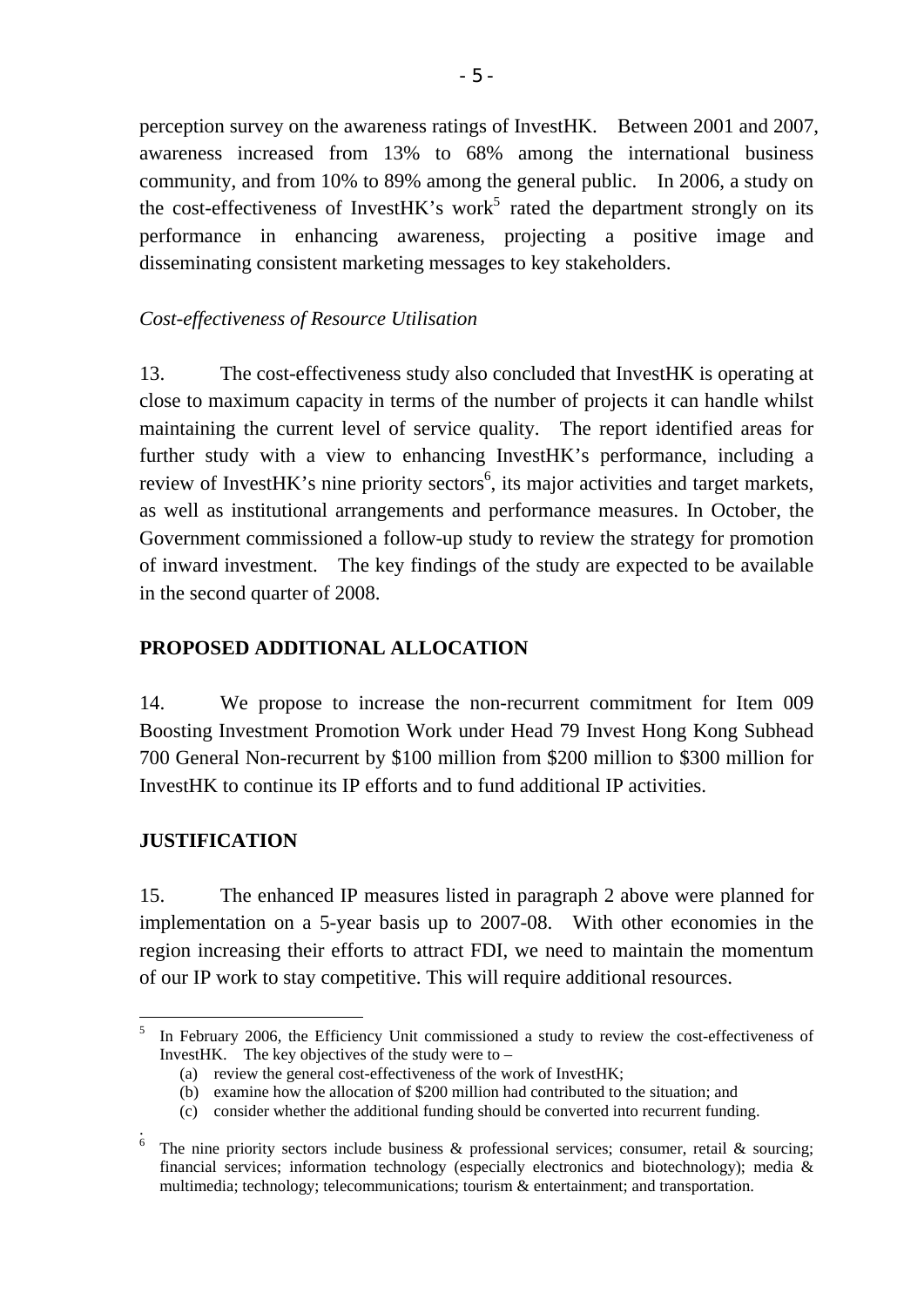perception survey on the awareness ratings of InvestHK. Between 2001 and 2007, awareness increased from 13% to 68% among the international business community, and from 10% to 89% among the general public. In 2006, a study on the cost-effectiveness of InvestHK's work[5] rated the department strongly on its performance in enhancing awareness, projecting a positive image and disseminating consistent marketing messages to key stakeholders.

*Cost-effectiveness of Resource Utilisation*

13. The cost-effectiveness study also concluded that InvestHK is operating at close to maximum capacity in terms of the number of projects it can handle whilst maintaining the current level of service quality. The report identified areas for further study with a view to enhancing InvestHK's performance, including a review of InvestHK's nine priority sectors[6], its major activities and target markets, as well as institutional arrangements and performance measures. In October, the Government commissioned a follow-up study to review the strategy for promotion of inward investment. The key findings of the study are expected to be available in the second quarter of 2008.

## PROPOSED ADDITIONAL ALLOCATION

14. We propose to increase the non-recurrent commitment for Item 009 Boosting Investment Promotion Work under Head 79 Invest Hong Kong Subhead 700 General Non-recurrent by $100 million from $200 million to $300 million for InvestHK to continue its IP efforts and to fund additional IP activities.

## JUSTIFICATION

15. The enhanced IP measures listed in paragraph 2 above were planned for implementation on a 5-year basis up to 2007-08. With other economies in the region increasing their efforts to attract FDI, we need to maintain the momentum of our IP work to stay competitive. This will require additional resources.

---

[5] In February 2006, the Efficiency Unit commissioned a study to review the cost-effectiveness of InvestHK. The key objectives of the study were to –

(a) review the general cost-effectiveness of the work of InvestHK;
(b) examine how the allocation of $200 million had contributed to the situation; and
(c) consider whether the additional funding should be converted into recurrent funding.

[6] The nine priority sectors include business & professional services; consumer, retail & sourcing; financial services; information technology (especially electronics and biotechnology); media & multimedia; technology; telecommunications; tourism & entertainment; and transportation.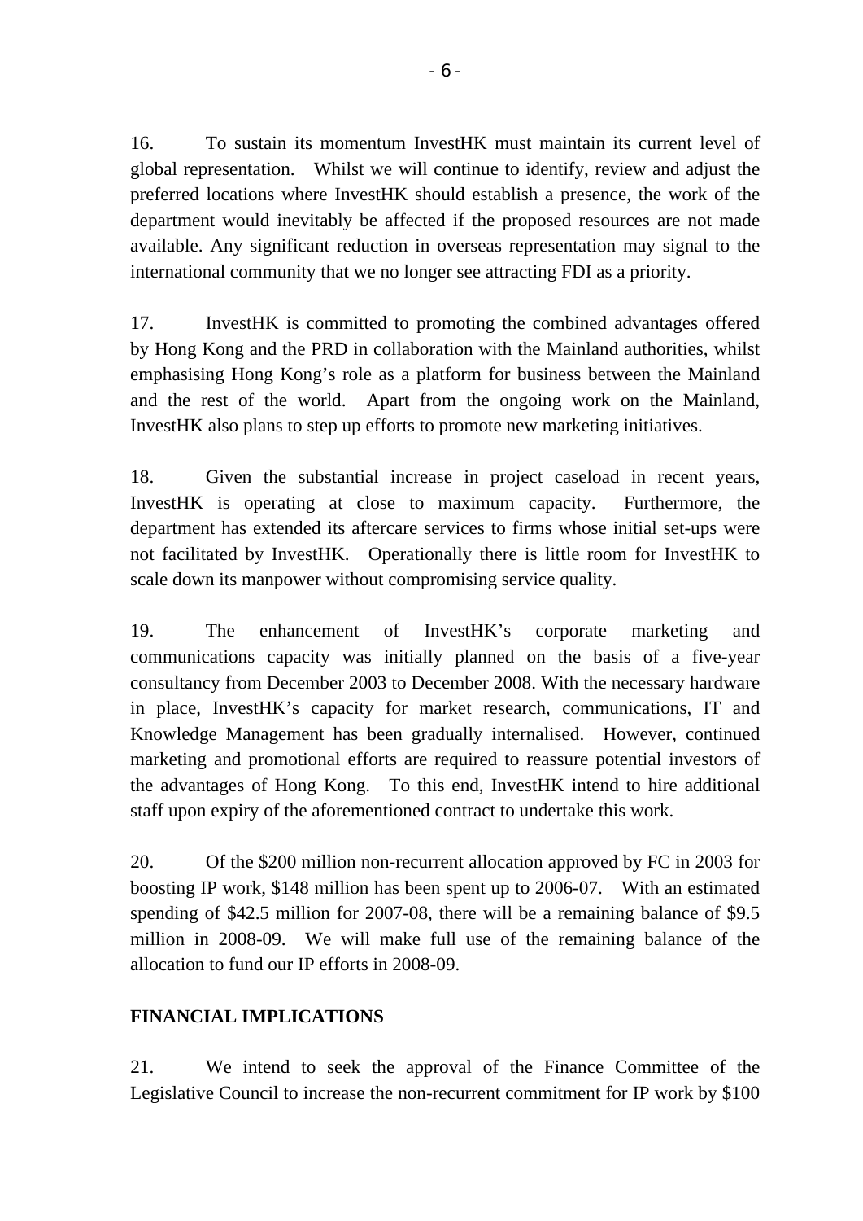16. To sustain its momentum InvestHK must maintain its current level of global representation. Whilst we will continue to identify, review and adjust the preferred locations where InvestHK should establish a presence, the work of the department would inevitably be affected if the proposed resources are not made available. Any significant reduction in overseas representation may signal to the international community that we no longer see attracting FDI as a priority.

17. InvestHK is committed to promoting the combined advantages offered by Hong Kong and the PRD in collaboration with the Mainland authorities, whilst emphasising Hong Kong's role as a platform for business between the Mainland and the rest of the world. Apart from the ongoing work on the Mainland, InvestHK also plans to step up efforts to promote new marketing initiatives.

18. Given the substantial increase in project caseload in recent years, InvestHK is operating at close to maximum capacity. Furthermore, the department has extended its aftercare services to firms whose initial set-ups were not facilitated by InvestHK. Operationally there is little room for InvestHK to scale down its manpower without compromising service quality.

19. The enhancement of InvestHK's corporate marketing and communications capacity was initially planned on the basis of a five-year consultancy from December 2003 to December 2008. With the necessary hardware in place, InvestHK's capacity for market research, communications, IT and Knowledge Management has been gradually internalised. However, continued marketing and promotional efforts are required to reassure potential investors of the advantages of Hong Kong. To this end, InvestHK intend to hire additional staff upon expiry of the aforementioned contract to undertake this work.

20. Of the $200 million non-recurrent allocation approved by FC in 2003 for boosting IP work, $148 million has been spent up to 2006-07. With an estimated spending of $42.5 million for 2007-08, there will be a remaining balance of $9.5 million in 2008-09. We will make full use of the remaining balance of the allocation to fund our IP efforts in 2008-09.

## FINANCIAL IMPLICATIONS

21. We intend to seek the approval of the Finance Committee of the Legislative Council to increase the non-recurrent commitment for IP work by $100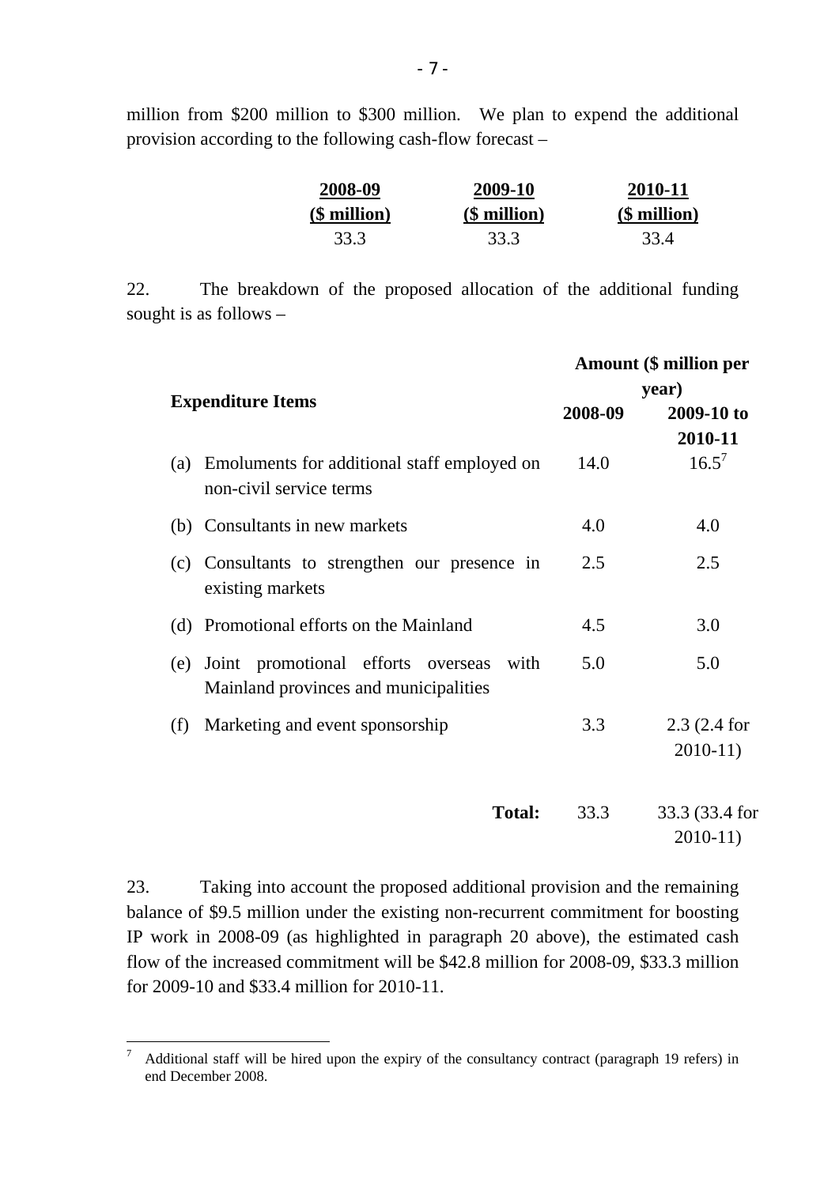million from $200 million to $300 million. We plan to expend the additional provision according to the following cash-flow forecast –

| 2008-09 ($ million) | 2009-10 ($ million) | 2010-11 ($ million) |
|---|---|---|
| 33.3 | 33.3 | 33.4 |

22. The breakdown of the proposed allocation of the additional funding sought is as follows –

| Expenditure Items | Amount ($ million per year) | |
|---|---|---|
| | 2008-09 | 2009-10 to 2010-11 |
| (a) Emoluments for additional staff employed on non-civil service terms | 14.0 | 16.5[7] |
| (b) Consultants in new markets | 4.0 | 4.0 |
| (c) Consultants to strengthen our presence in existing markets | 2.5 | 2.5 |
| (d) Promotional efforts on the Mainland | 4.5 | 3.0 |
| (e) Joint promotional efforts overseas with Mainland provinces and municipalities | 5.0 | 5.0 |
| (f) Marketing and event sponsorship | 3.3 | 2.3 (2.4 for 2010-11) |
| **Total:** | 33.3 | 33.3 (33.4 for 2010-11) |

23. Taking into account the proposed additional provision and the remaining balance of $9.5 million under the existing non-recurrent commitment for boosting IP work in 2008-09 (as highlighted in paragraph 20 above), the estimated cash flow of the increased commitment will be $42.8 million for 2008-09, $33.3 million for 2009-10 and $33.4 million for 2010-11.

---

[7] Additional staff will be hired upon the expiry of the consultancy contract (paragraph 19 refers) in end December 2008.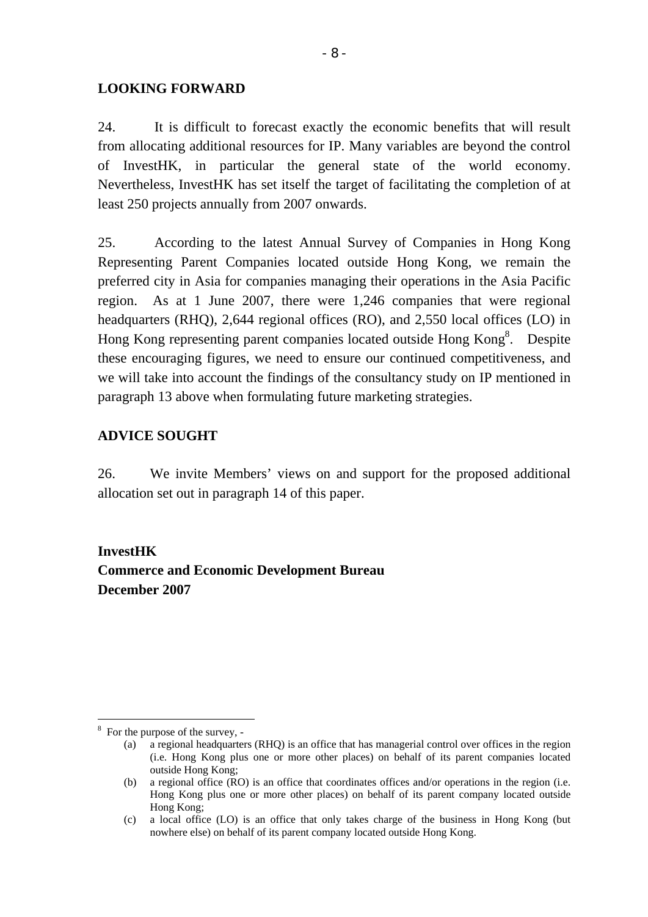## LOOKING FORWARD

24. It is difficult to forecast exactly the economic benefits that will result from allocating additional resources for IP. Many variables are beyond the control of InvestHK, in particular the general state of the world economy. Nevertheless, InvestHK has set itself the target of facilitating the completion of at least 250 projects annually from 2007 onwards.

25. According to the latest Annual Survey of Companies in Hong Kong Representing Parent Companies located outside Hong Kong, we remain the preferred city in Asia for companies managing their operations in the Asia Pacific region. As at 1 June 2007, there were 1,246 companies that were regional headquarters (RHQ), 2,644 regional offices (RO), and 2,550 local offices (LO) in Hong Kong representing parent companies located outside Hong Kong[8]. Despite these encouraging figures, we need to ensure our continued competitiveness, and we will take into account the findings of the consultancy study on IP mentioned in paragraph 13 above when formulating future marketing strategies.

## ADVICE SOUGHT

26. We invite Members' views on and support for the proposed additional allocation set out in paragraph 14 of this paper.

**InvestHK**
**Commerce and Economic Development Bureau**
**December 2007**

---

[8] For the purpose of the survey, -

(a) a regional headquarters (RHQ) is an office that has managerial control over offices in the region (i.e. Hong Kong plus one or more other places) on behalf of its parent companies located outside Hong Kong;

(b) a regional office (RO) is an office that coordinates offices and/or operations in the region (i.e. Hong Kong plus one or more other places) on behalf of its parent company located outside Hong Kong;

(c) a local office (LO) is an office that only takes charge of the business in Hong Kong (but nowhere else) on behalf of its parent company located outside Hong Kong.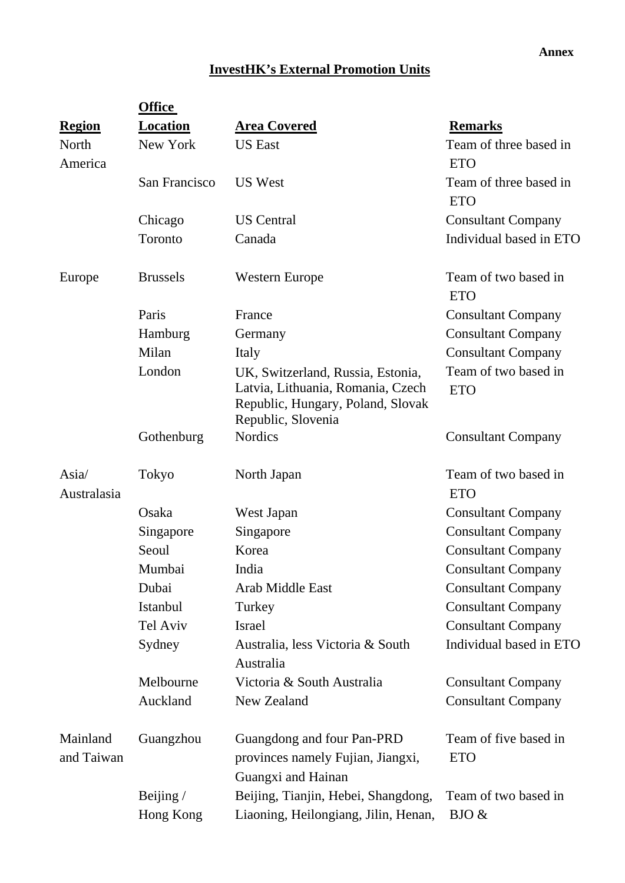**Annex**

## InvestHK's External Promotion Units

| Region | Office Location | Area Covered | Remarks |
|---|---|---|---|
| North America | New York | US East | Team of three based in ETO |
| | San Francisco | US West | Team of three based in ETO |
| | Chicago | US Central | Consultant Company |
| | Toronto | Canada | Individual based in ETO |
| Europe | Brussels | Western Europe | Team of two based in ETO |
| | Paris | France | Consultant Company |
| | Hamburg | Germany | Consultant Company |
| | Milan | Italy | Consultant Company |
| | London | UK, Switzerland, Russia, Estonia, Latvia, Lithuania, Romania, Czech Republic, Hungary, Poland, Slovak Republic, Slovenia | Team of two based in ETO |
| | Gothenburg | Nordics | Consultant Company |
| Asia/ Australasia | Tokyo | North Japan | Team of two based in ETO |
| | Osaka | West Japan | Consultant Company |
| | Singapore | Singapore | Consultant Company |
| | Seoul | Korea | Consultant Company |
| | Mumbai | India | Consultant Company |
| | Dubai | Arab Middle East | Consultant Company |
| | Istanbul | Turkey | Consultant Company |
| | Tel Aviv | Israel | Consultant Company |
| | Sydney | Australia, less Victoria & South Australia | Individual based in ETO |
| | Melbourne | Victoria & South Australia | Consultant Company |
| | Auckland | New Zealand | Consultant Company |
| Mainland and Taiwan | Guangzhou | Guangdong and four Pan-PRD provinces namely Fujian, Jiangxi, Guangxi and Hainan | Team of five based in ETO |
| | Beijing / Hong Kong | Beijing, Tianjin, Hebei, Shangdong, Liaoning, Heilongiang, Jilin, Henan, | Team of two based in BJO & |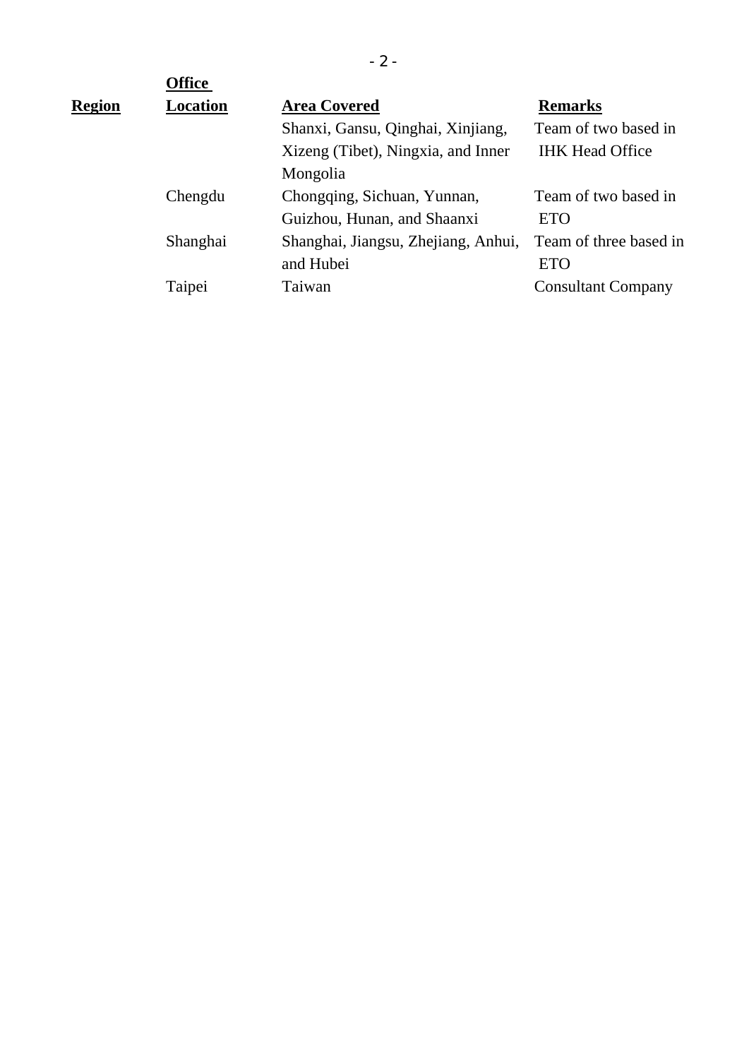| Region | Office Location | Area Covered | Remarks |
| --- | --- | --- | --- |
| | | Shanxi, Gansu, Qinghai, Xinjiang, Xizeng (Tibet), Ningxia, and Inner Mongolia | Team of two based in IHK Head Office |
| | Chengdu | Chongqing, Sichuan, Yunnan, Guizhou, Hunan, and Shaanxi | Team of two based in ETO |
| | Shanghai | Shanghai, Jiangsu, Zhejiang, Anhui, and Hubei | Team of three based in ETO |
| | Taipei | Taiwan | Consultant Company |